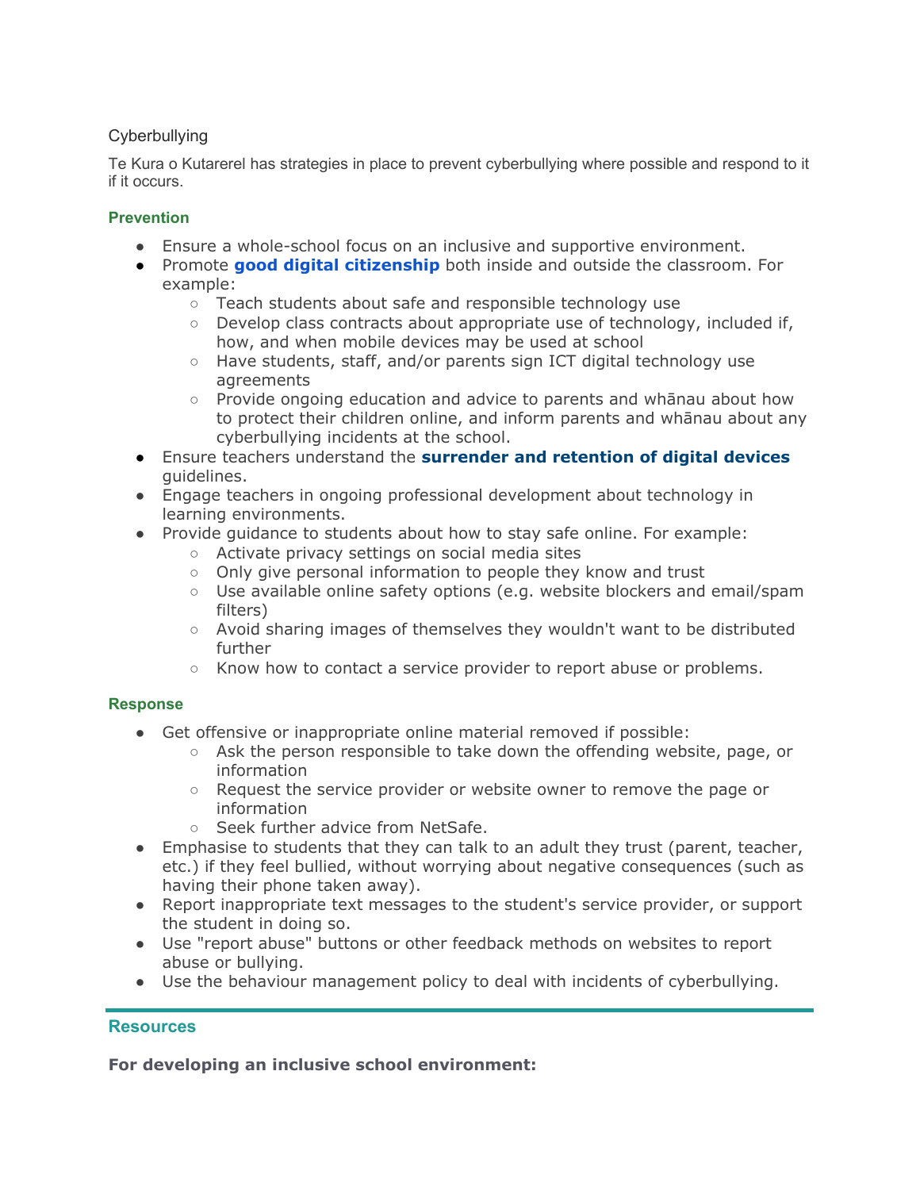# Cyberbullying

Te Kura o Kutarerel has strategies in place to prevent cyberbullying where possible and respond to it if it occurs.

## Prevention

- Ensure a whole-school focus on an inclusive and supportive environment.
- Promote **good digital citizenship** both inside and outside the classroom. For example:
  - Teach students about safe and responsible technology use
  - Develop class contracts about appropriate use of technology, included if, how, and when mobile devices may be used at school
  - Have students, staff, and/or parents sign ICT digital technology use agreements
  - Provide ongoing education and advice to parents and whānau about how to protect their children online, and inform parents and whānau about any cyberbullying incidents at the school.
- Ensure teachers understand the **surrender and retention of digital devices** guidelines.
- Engage teachers in ongoing professional development about technology in learning environments.
- Provide guidance to students about how to stay safe online. For example:
  - Activate privacy settings on social media sites
  - Only give personal information to people they know and trust
  - Use available online safety options (e.g. website blockers and email/spam filters)
  - Avoid sharing images of themselves they wouldn't want to be distributed further
  - Know how to contact a service provider to report abuse or problems.

## Response

- Get offensive or inappropriate online material removed if possible:
  - Ask the person responsible to take down the offending website, page, or information
  - Request the service provider or website owner to remove the page or information
  - Seek further advice from NetSafe.
- Emphasise to students that they can talk to an adult they trust (parent, teacher, etc.) if they feel bullied, without worrying about negative consequences (such as having their phone taken away).
- Report inappropriate text messages to the student's service provider, or support the student in doing so.
- Use "report abuse" buttons or other feedback methods on websites to report abuse or bullying.
- Use the behaviour management policy to deal with incidents of cyberbullying.

---

## Resources

**For developing an inclusive school environment:**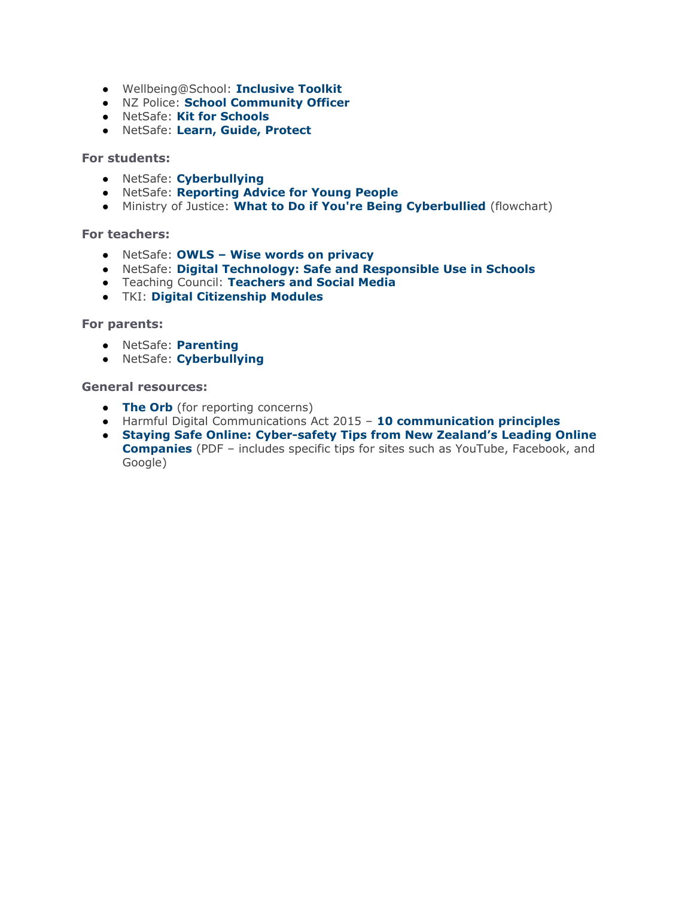- Wellbeing@School: **Inclusive Toolkit**
- NZ Police: **School Community Officer**
- NetSafe: **Kit for Schools**
- NetSafe: **Learn, Guide, Protect**

**For students:**

- NetSafe: **Cyberbullying**
- NetSafe: **Reporting Advice for Young People**
- Ministry of Justice: **What to Do if You're Being Cyberbullied** (flowchart)

**For teachers:**

- NetSafe: **OWLS – Wise words on privacy**
- NetSafe: **Digital Technology: Safe and Responsible Use in Schools**
- Teaching Council: **Teachers and Social Media**
- TKI: **Digital Citizenship Modules**

**For parents:**

- NetSafe: **Parenting**
- NetSafe: **Cyberbullying**

**General resources:**

- **The Orb** (for reporting concerns)
- Harmful Digital Communications Act 2015 – **10 communication principles**
- **Staying Safe Online: Cyber-safety Tips from New Zealand's Leading Online Companies** (PDF – includes specific tips for sites such as YouTube, Facebook, and Google)